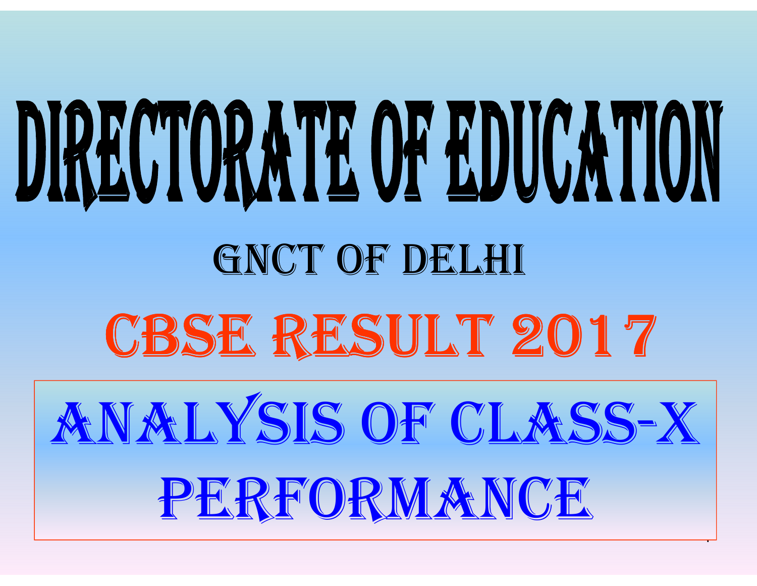# DIRECTORATE OF EDUCATION

## GNCT OF DELHI

## CBSE RESULT 2017

## ANALYSIS OF CLASS-X PERFORMANCE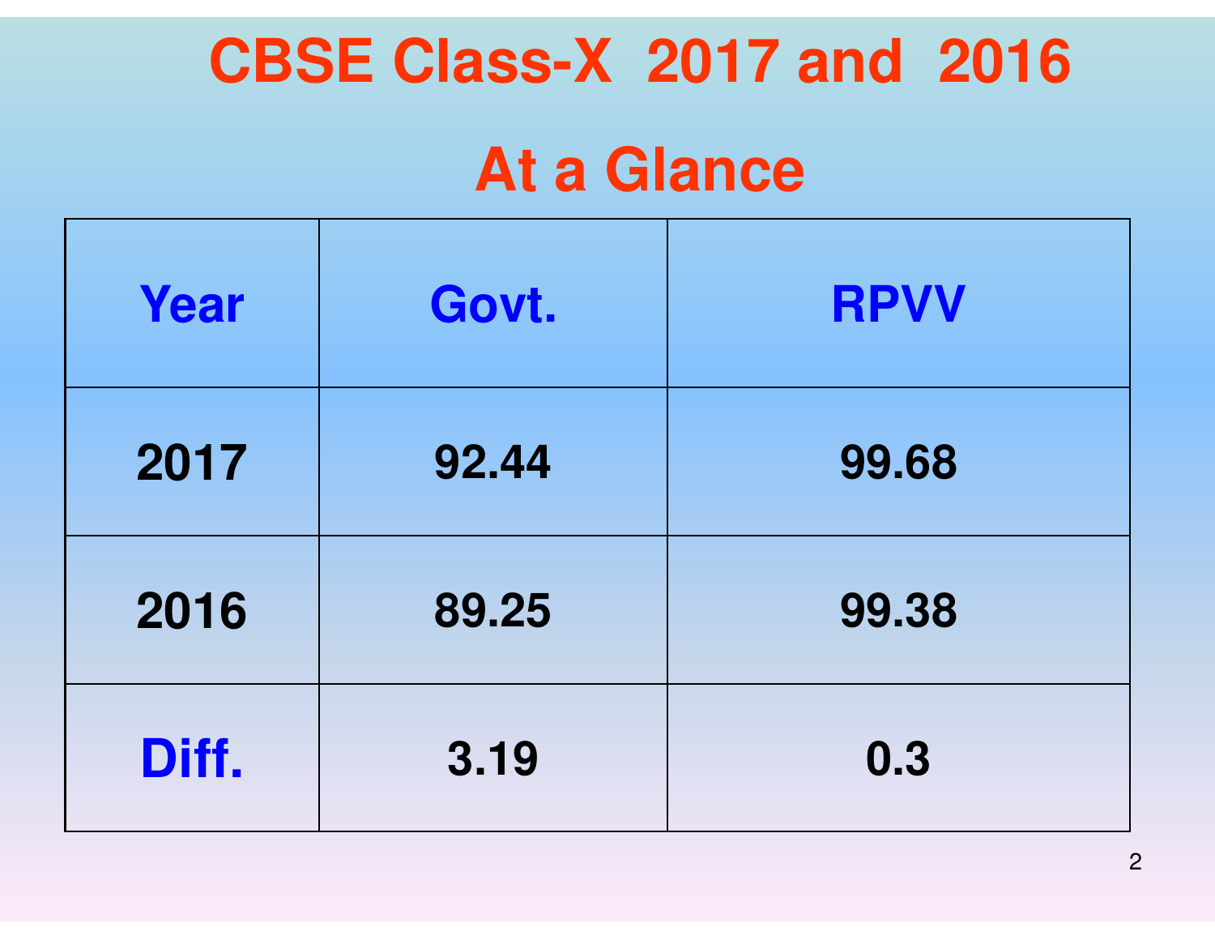# CBSE Class-X 2017 and 2016

## At a Glance

| Year | Govt. | RPVV |
|---|---|---|
| 2017 | 92.44 | 99.68 |
| 2016 | 89.25 | 99.38 |
| Diff. | 3.19 | 0.3 |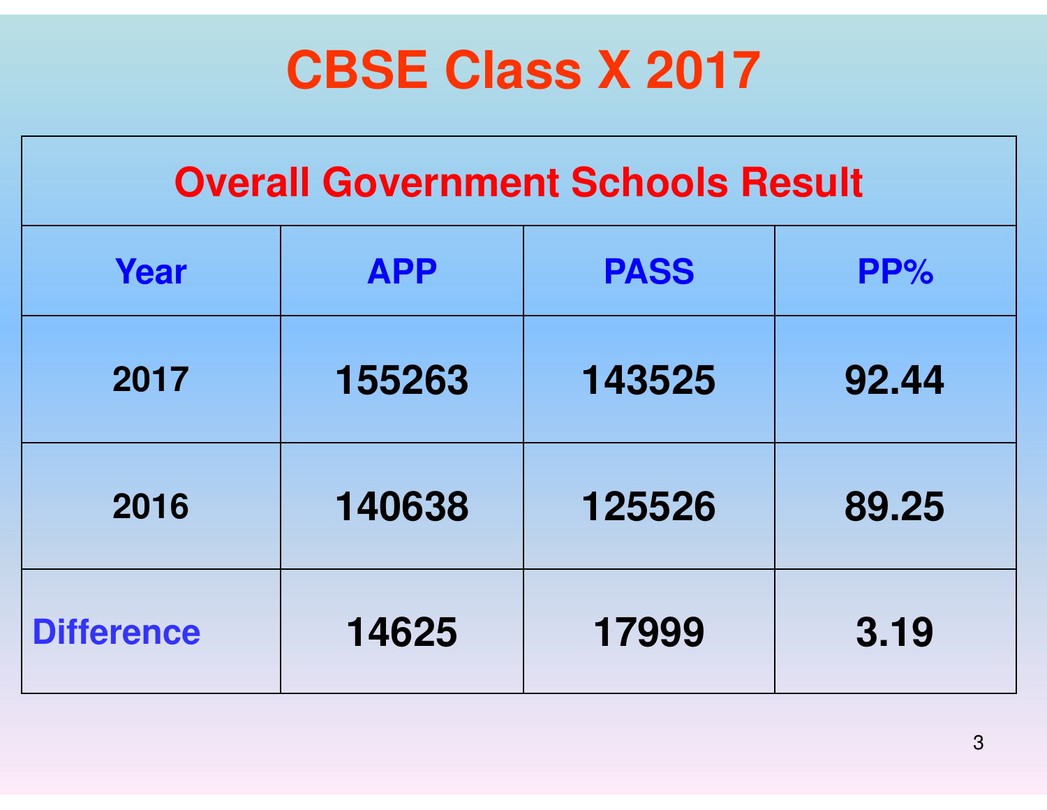# CBSE Class X 2017

| Overall Government Schools Result | | | |
|---|---|---|---|
| **Year** | **APP** | **PASS** | **PP%** |
| 2017 | 155263 | 143525 | 92.44 |
| 2016 | 140638 | 125526 | 89.25 |
| Difference | 14625 | 17999 | 3.19 |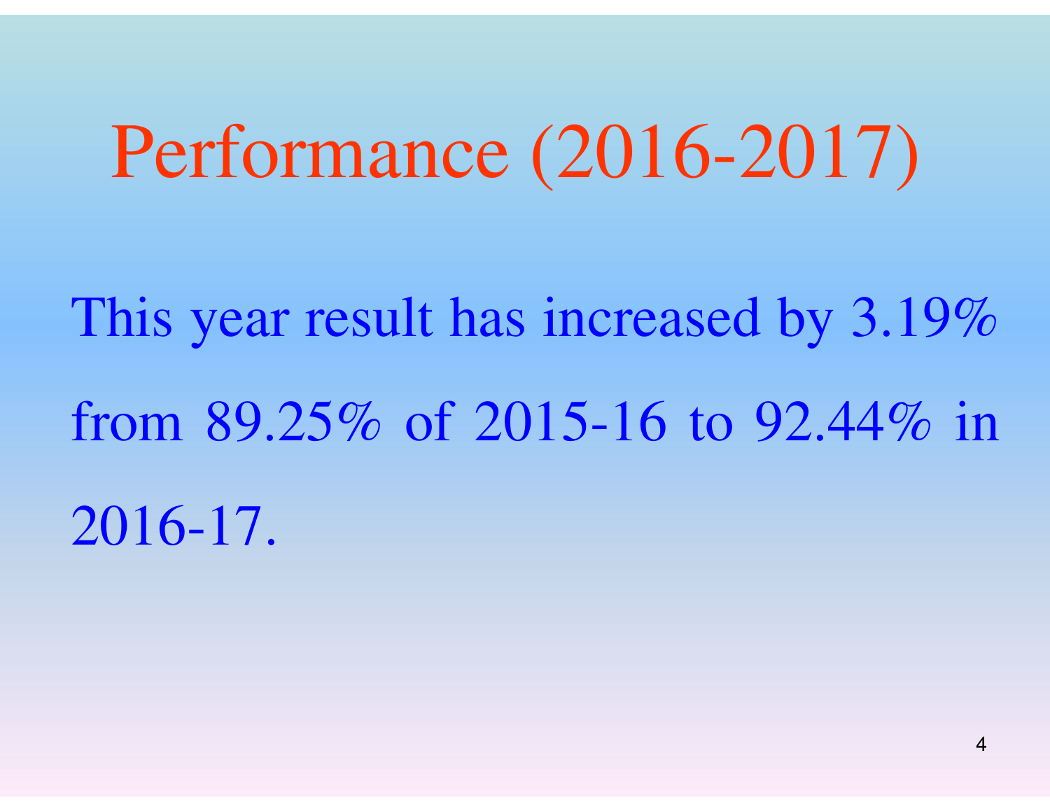# Performance (2016-2017)

This year result has increased by 3.19% from 89.25% of 2015-16 to 92.44% in 2016-17.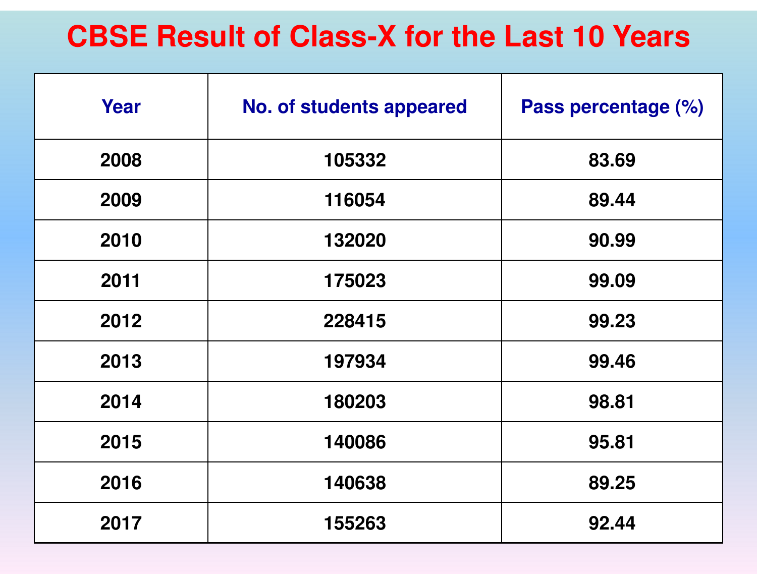# CBSE Result of Class-X for the Last 10 Years

| Year | No. of students appeared | Pass percentage (%) |
|---|---|---|
| 2008 | 105332 | 83.69 |
| 2009 | 116054 | 89.44 |
| 2010 | 132020 | 90.99 |
| 2011 | 175023 | 99.09 |
| 2012 | 228415 | 99.23 |
| 2013 | 197934 | 99.46 |
| 2014 | 180203 | 98.81 |
| 2015 | 140086 | 95.81 |
| 2016 | 140638 | 89.25 |
| 2017 | 155263 | 92.44 |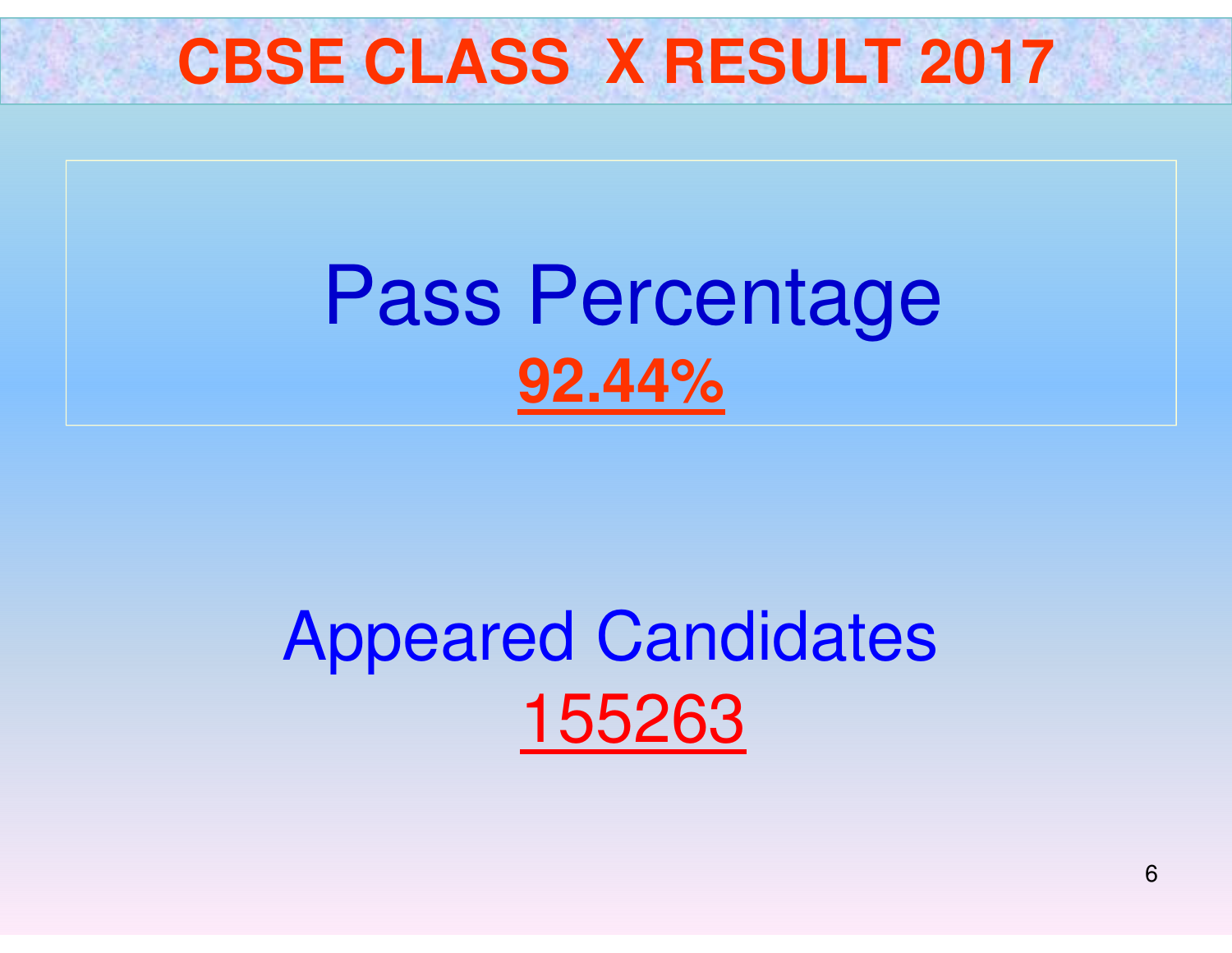# CBSE CLASS X RESULT 2017

## Pass Percentage

**92.44%**

## Appeared Candidates

155263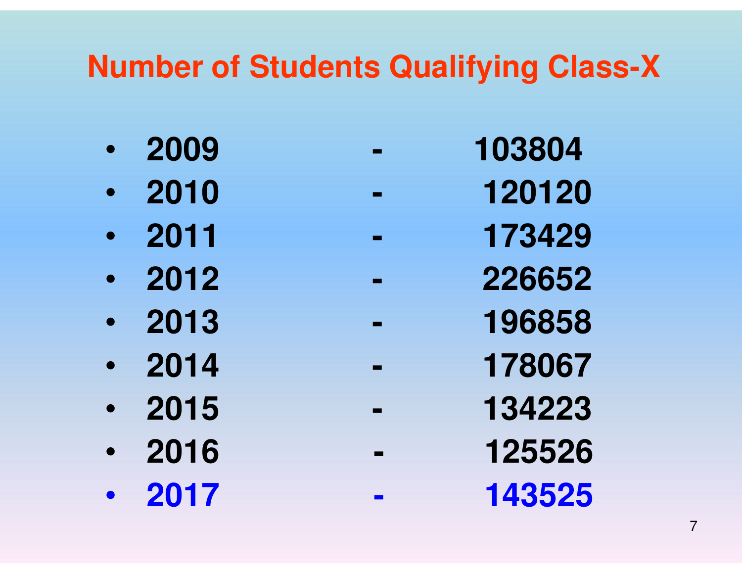# Number of Students Qualifying Class-X

- **2009 - 103804**
- **2010 - 120120**
- **2011 - 173429**
- **2012 - 226652**
- **2013 - 196858**
- **2014 - 178067**
- **2015 - 134223**
- **2016 - 125526**
- **2017 - 143525**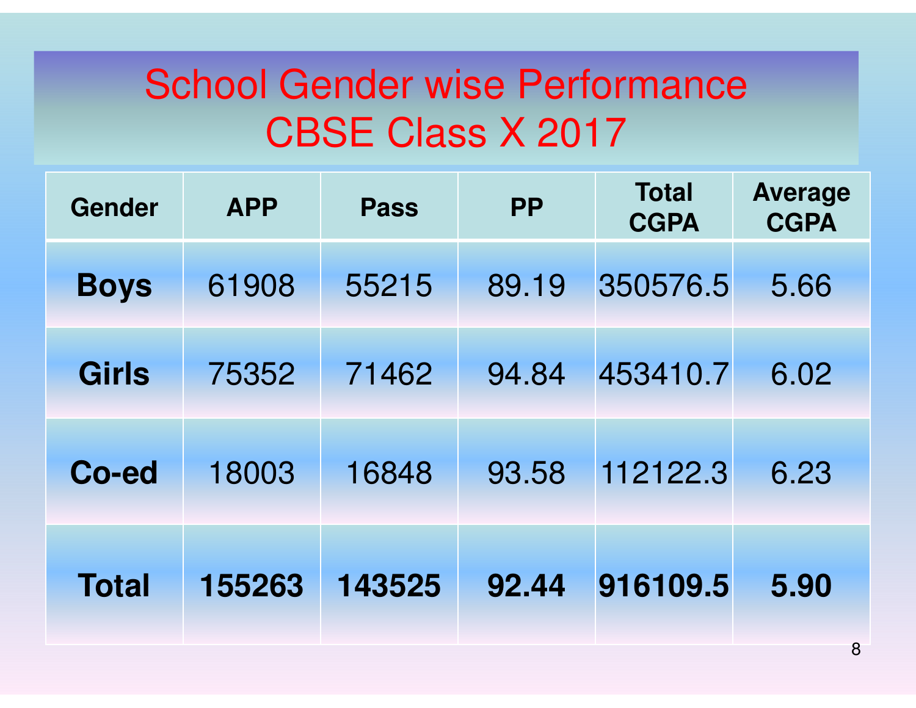# School Gender wise Performance CBSE Class X 2017

| Gender | APP | Pass | PP | Total CGPA | Average CGPA |
|---|---|---|---|---|---|
| **Boys** | 61908 | 55215 | 89.19 | 350576.5 | 5.66 |
| **Girls** | 75352 | 71462 | 94.84 | 453410.7 | 6.02 |
| **Co-ed** | 18003 | 16848 | 93.58 | 112122.3 | 6.23 |
| **Total** | **155263** | **143525** | **92.44** | **916109.5** | **5.90** |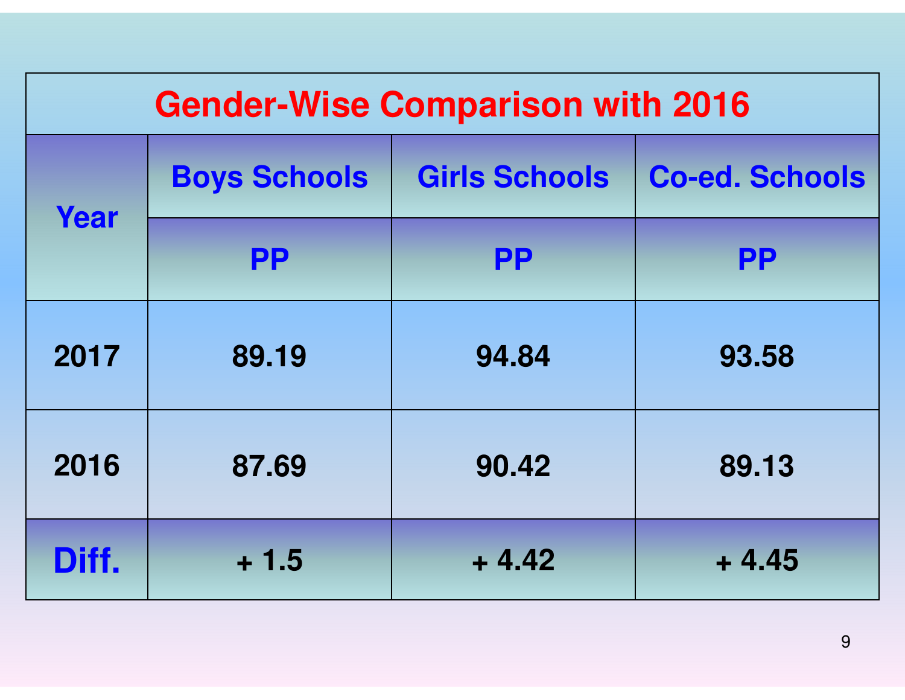# Gender-Wise Comparison with 2016

| Year | Boys Schools | Girls Schools | Co-ed. Schools |
|---|---|---|---|
| | PP | PP | PP |
| 2017 | 89.19 | 94.84 | 93.58 |
| 2016 | 87.69 | 90.42 | 89.13 |
| Diff. | + 1.5 | + 4.42 | + 4.45 |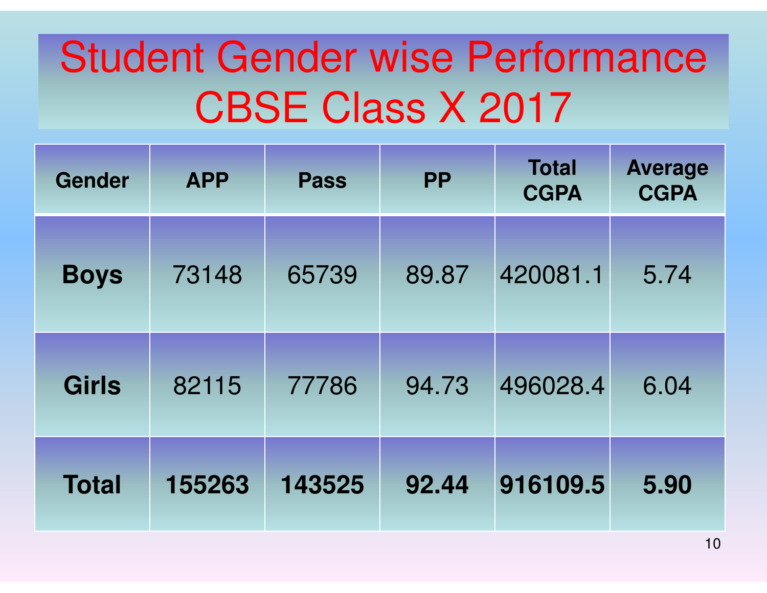# Student Gender wise Performance CBSE Class X 2017

| Gender | APP | Pass | PP | Total CGPA | Average CGPA |
|---|---|---|---|---|---|
| **Boys** | 73148 | 65739 | 89.87 | 420081.1 | 5.74 |
| **Girls** | 82115 | 77786 | 94.73 | 496028.4 | 6.04 |
| **Total** | **155263** | **143525** | **92.44** | **916109.5** | **5.90** |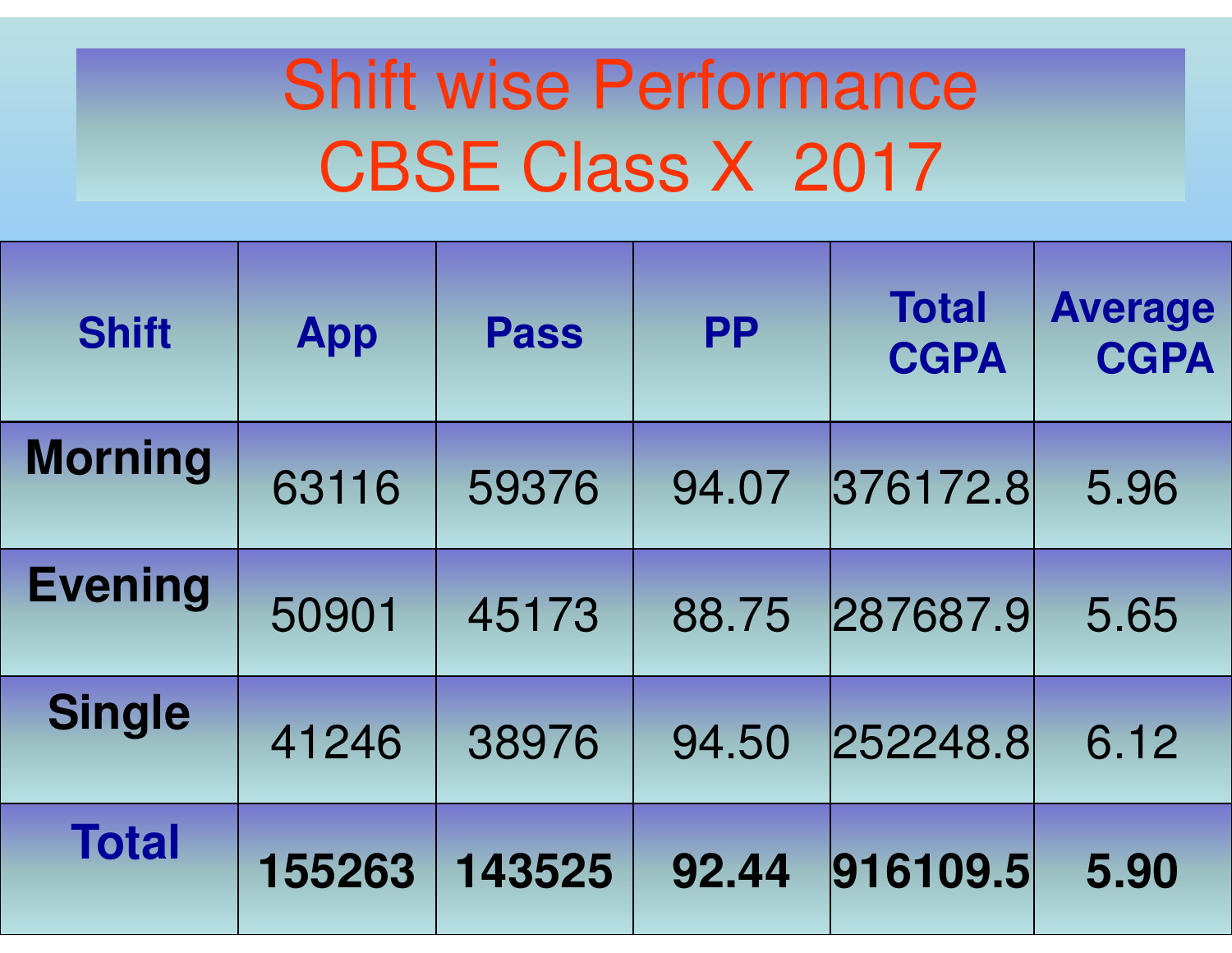# Shift wise Performance CBSE Class X 2017

| Shift | App | Pass | PP | Total CGPA | Average CGPA |
|---|---|---|---|---|---|
| Morning | 63116 | 59376 | 94.07 | 376172.8 | 5.96 |
| Evening | 50901 | 45173 | 88.75 | 287687.9 | 5.65 |
| Single | 41246 | 38976 | 94.50 | 252248.8 | 6.12 |
| **Total** | **155263** | **143525** | **92.44** | **916109.5** | **5.90** |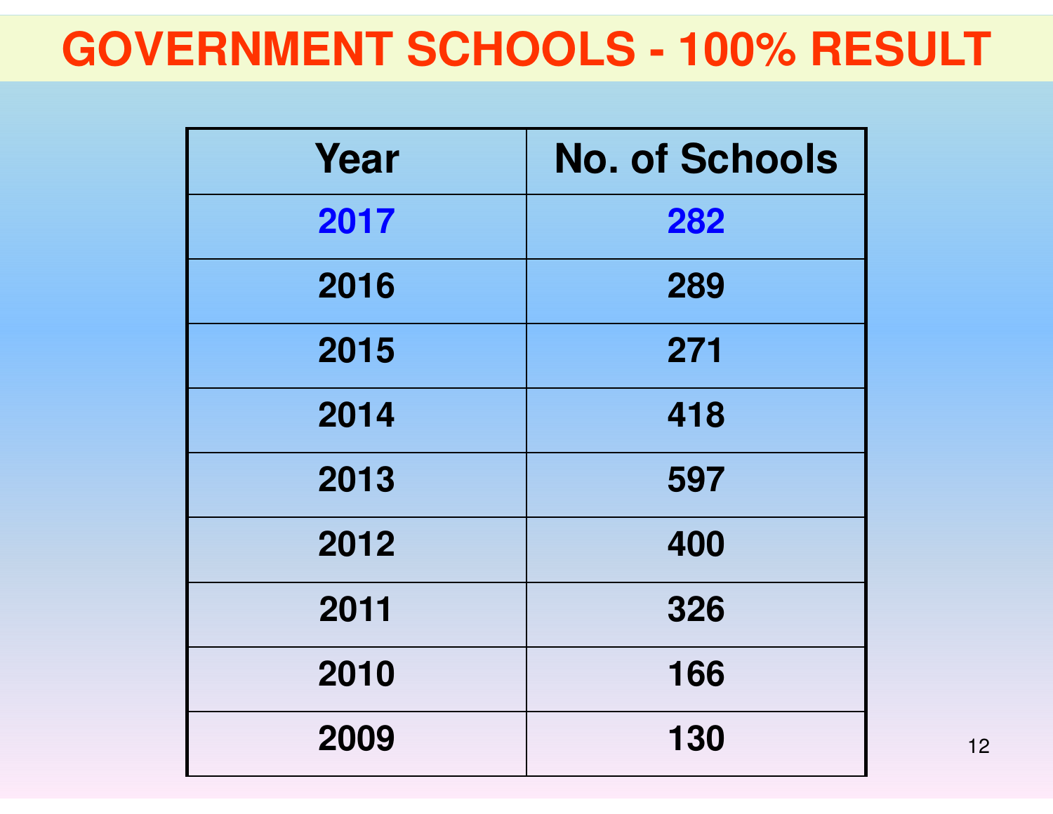# GOVERNMENT SCHOOLS - 100% RESULT

| Year | No. of Schools |
|---|---|
| 2017 | 282 |
| 2016 | 289 |
| 2015 | 271 |
| 2014 | 418 |
| 2013 | 597 |
| 2012 | 400 |
| 2011 | 326 |
| 2010 | 166 |
| 2009 | 130 |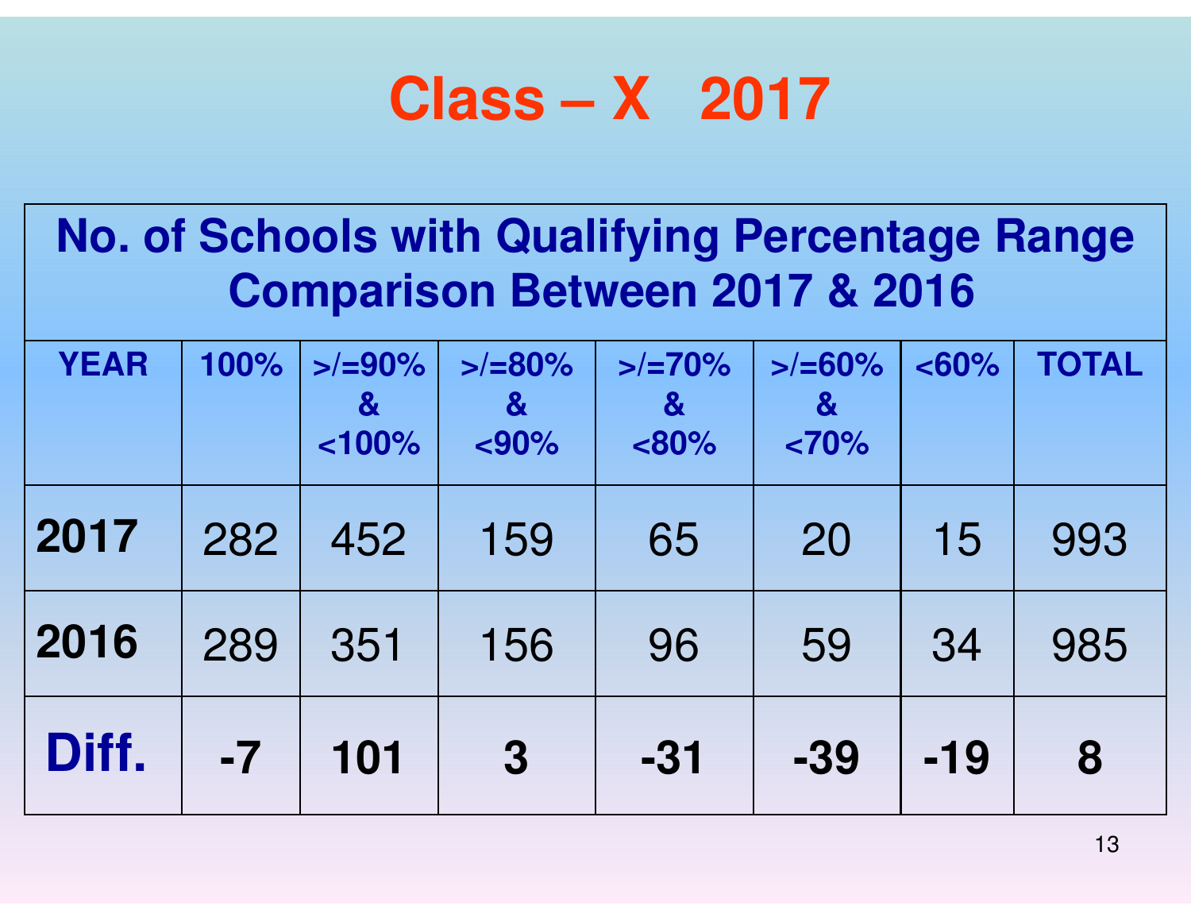# Class – X 2017

| No. of Schools with Qualifying Percentage Range Comparison Between 2017 & 2016 | | | | | | | |
|---|---|---|---|---|---|---|---|
| **YEAR** | **100%** | **>/=90% & <100%** | **>/=80% & <90%** | **>/=70% & <80%** | **>/=60% & <70%** | **<60%** | **TOTAL** |
| **2017** | 282 | 452 | 159 | 65 | 20 | 15 | 993 |
| **2016** | 289 | 351 | 156 | 96 | 59 | 34 | 985 |
| **Diff.** | **-7** | **101** | **3** | **-31** | **-39** | **-19** | **8** |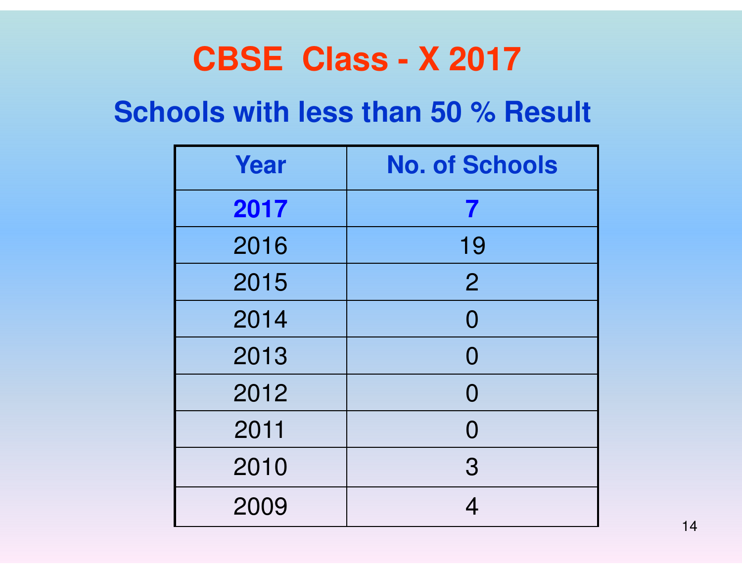# CBSE Class - X 2017

## Schools with less than 50 % Result

| Year | No. of Schools |
|---|---|
| **2017** | **7** |
| 2016 | 19 |
| 2015 | 2 |
| 2014 | 0 |
| 2013 | 0 |
| 2012 | 0 |
| 2011 | 0 |
| 2010 | 3 |
| 2009 | 4 |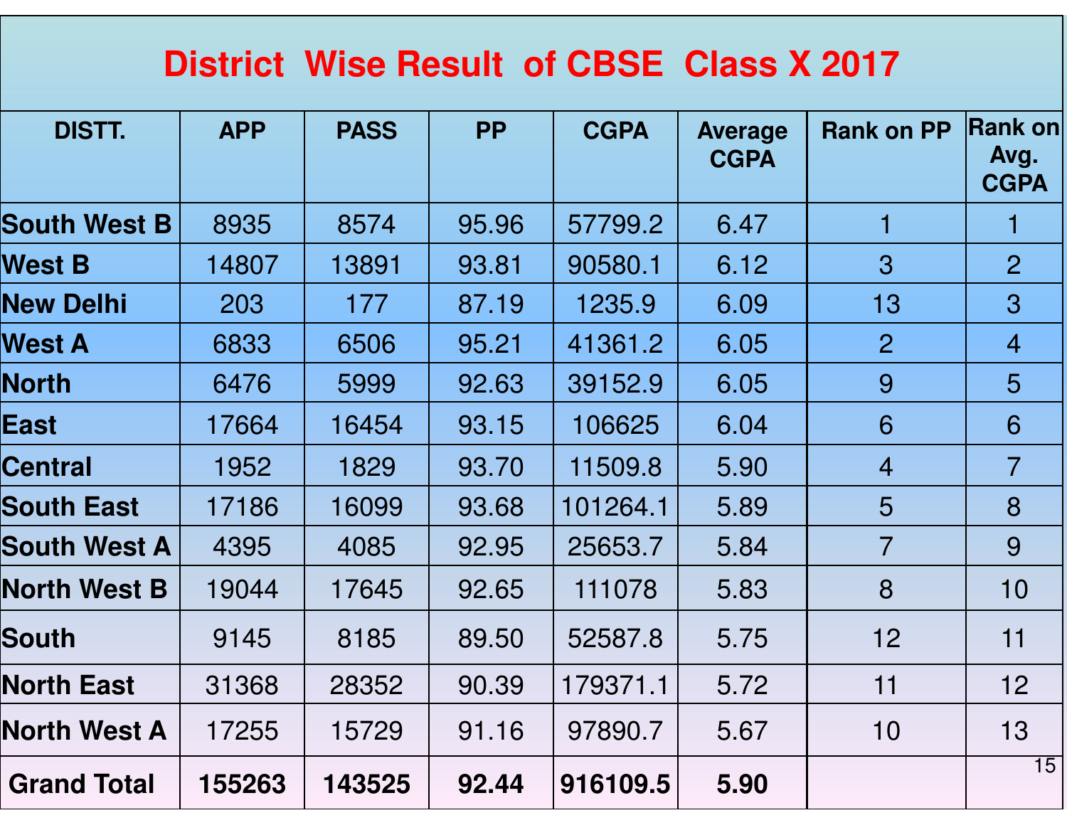# District Wise Result of CBSE Class X 2017

| DISTT. | APP | PASS | PP | CGPA | Average CGPA | Rank on PP | Rank on Avg. CGPA |
|---|---|---|---|---|---|---|---|
| **South West B** | 8935 | 8574 | 95.96 | 57799.2 | 6.47 | 1 | 1 |
| **West B** | 14807 | 13891 | 93.81 | 90580.1 | 6.12 | 3 | 2 |
| **New Delhi** | 203 | 177 | 87.19 | 1235.9 | 6.09 | 13 | 3 |
| **West A** | 6833 | 6506 | 95.21 | 41361.2 | 6.05 | 2 | 4 |
| **North** | 6476 | 5999 | 92.63 | 39152.9 | 6.05 | 9 | 5 |
| **East** | 17664 | 16454 | 93.15 | 106625 | 6.04 | 6 | 6 |
| **Central** | 1952 | 1829 | 93.70 | 11509.8 | 5.90 | 4 | 7 |
| **South East** | 17186 | 16099 | 93.68 | 101264.1 | 5.89 | 5 | 8 |
| **South West A** | 4395 | 4085 | 92.95 | 25653.7 | 5.84 | 7 | 9 |
| **North West B** | 19044 | 17645 | 92.65 | 111078 | 5.83 | 8 | 10 |
| **South** | 9145 | 8185 | 89.50 | 52587.8 | 5.75 | 12 | 11 |
| **North East** | 31368 | 28352 | 90.39 | 179371.1 | 5.72 | 11 | 12 |
| **North West A** | 17255 | 15729 | 91.16 | 97890.7 | 5.67 | 10 | 13 |
| **Grand Total** | **155263** | **143525** | **92.44** | **916109.5** | **5.90** | | |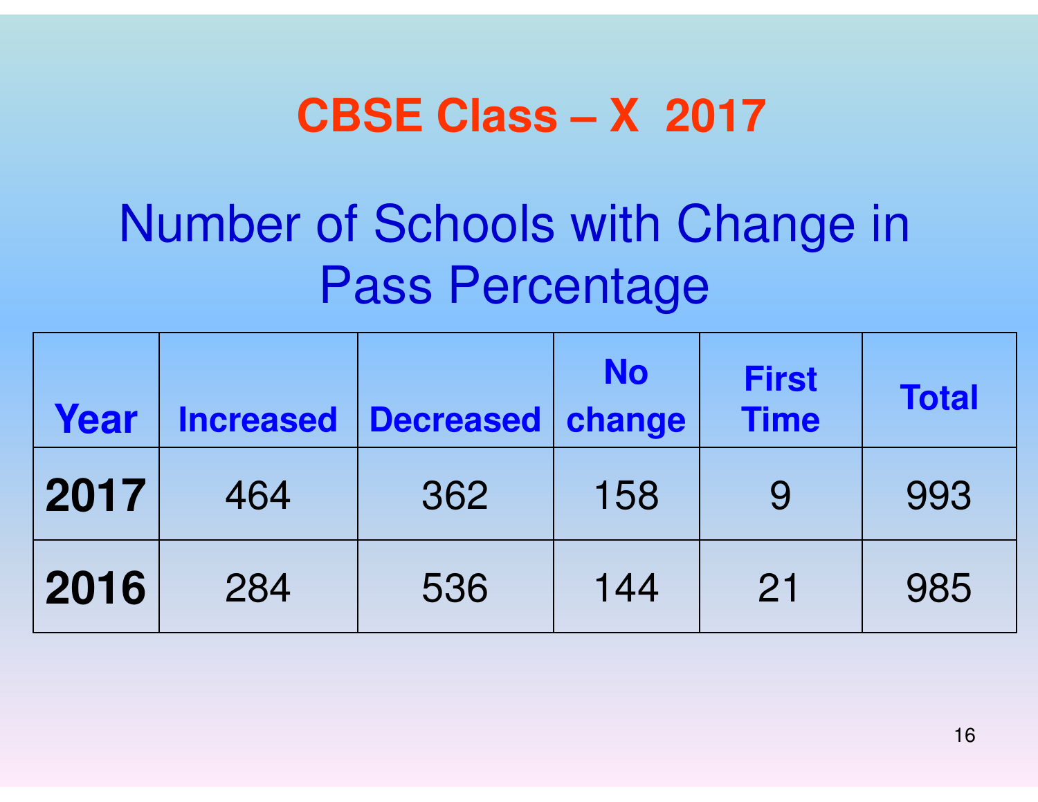# CBSE Class – X 2017

## Number of Schools with Change in Pass Percentage

| Year | Increased | Decreased | No change | First Time | Total |
|---|---|---|---|---|---|
| **2017** | 464 | 362 | 158 | 9 | 993 |
| **2016** | 284 | 536 | 144 | 21 | 985 |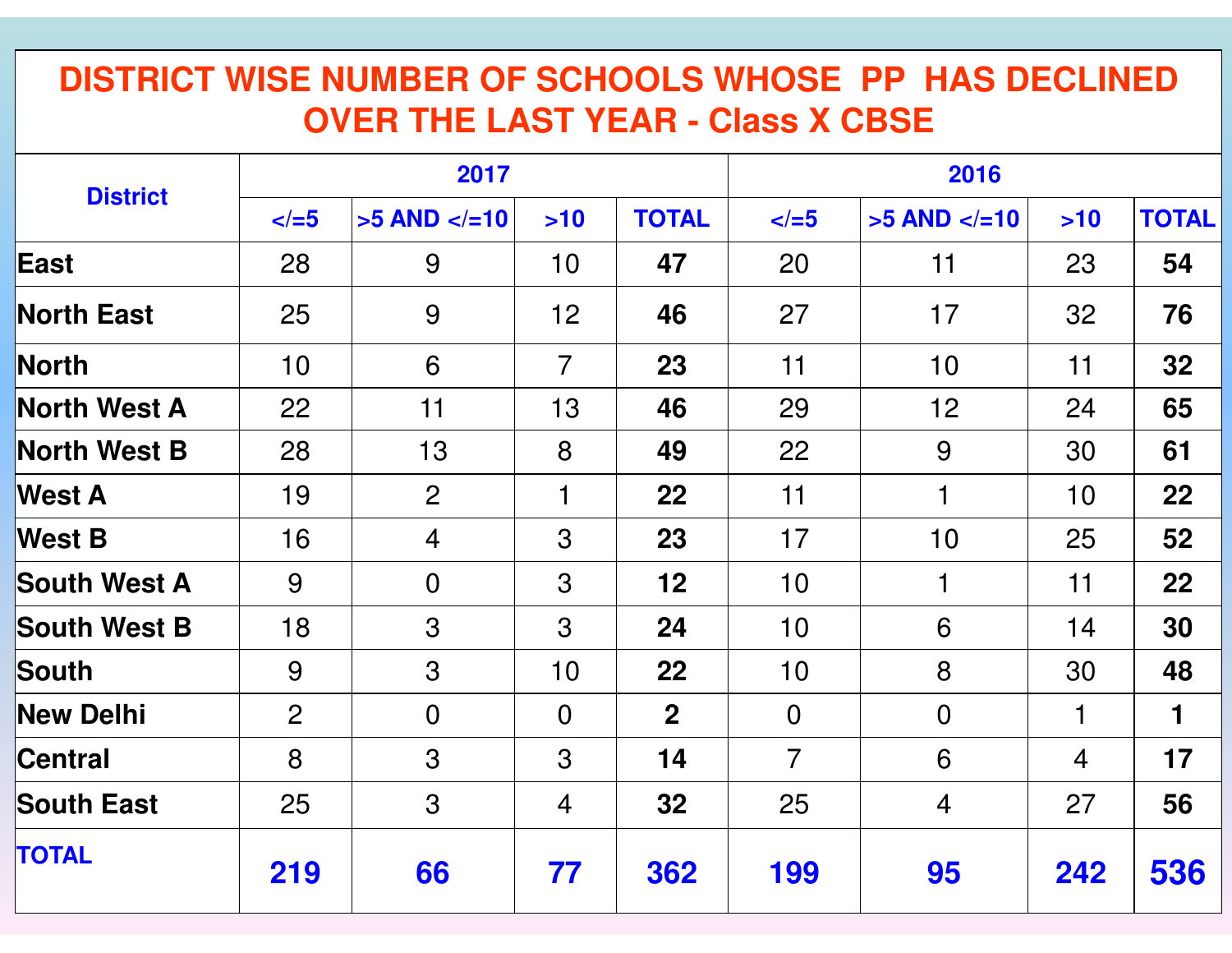# DISTRICT WISE NUMBER OF SCHOOLS WHOSE PP HAS DECLINED OVER THE LAST YEAR - Class X CBSE

| District | 2017 | | | | 2016 | | | |
|---|---|---|---|---|---|---|---|---|
| | </=5 | >5 AND </=10 | >10 | TOTAL | </=5 | >5 AND </=10 | >10 | TOTAL |
| **East** | 28 | 9 | 10 | **47** | 20 | 11 | 23 | **54** |
| **North East** | 25 | 9 | 12 | **46** | 27 | 17 | 32 | **76** |
| **North** | 10 | 6 | 7 | **23** | 11 | 10 | 11 | **32** |
| **North West A** | 22 | 11 | 13 | **46** | 29 | 12 | 24 | **65** |
| **North West B** | 28 | 13 | 8 | **49** | 22 | 9 | 30 | **61** |
| **West A** | 19 | 2 | 1 | **22** | 11 | 1 | 10 | **22** |
| **West B** | 16 | 4 | 3 | **23** | 17 | 10 | 25 | **52** |
| **South West A** | 9 | 0 | 3 | **12** | 10 | 1 | 11 | **22** |
| **South West B** | 18 | 3 | 3 | **24** | 10 | 6 | 14 | **30** |
| **South** | 9 | 3 | 10 | **22** | 10 | 8 | 30 | **48** |
| **New Delhi** | 2 | 0 | 0 | **2** | 0 | 0 | 1 | **1** |
| **Central** | 8 | 3 | 3 | **14** | 7 | 6 | 4 | **17** |
| **South East** | 25 | 3 | 4 | **32** | 25 | 4 | 27 | **56** |
| **TOTAL** | **219** | **66** | **77** | **362** | **199** | **95** | **242** | **536** |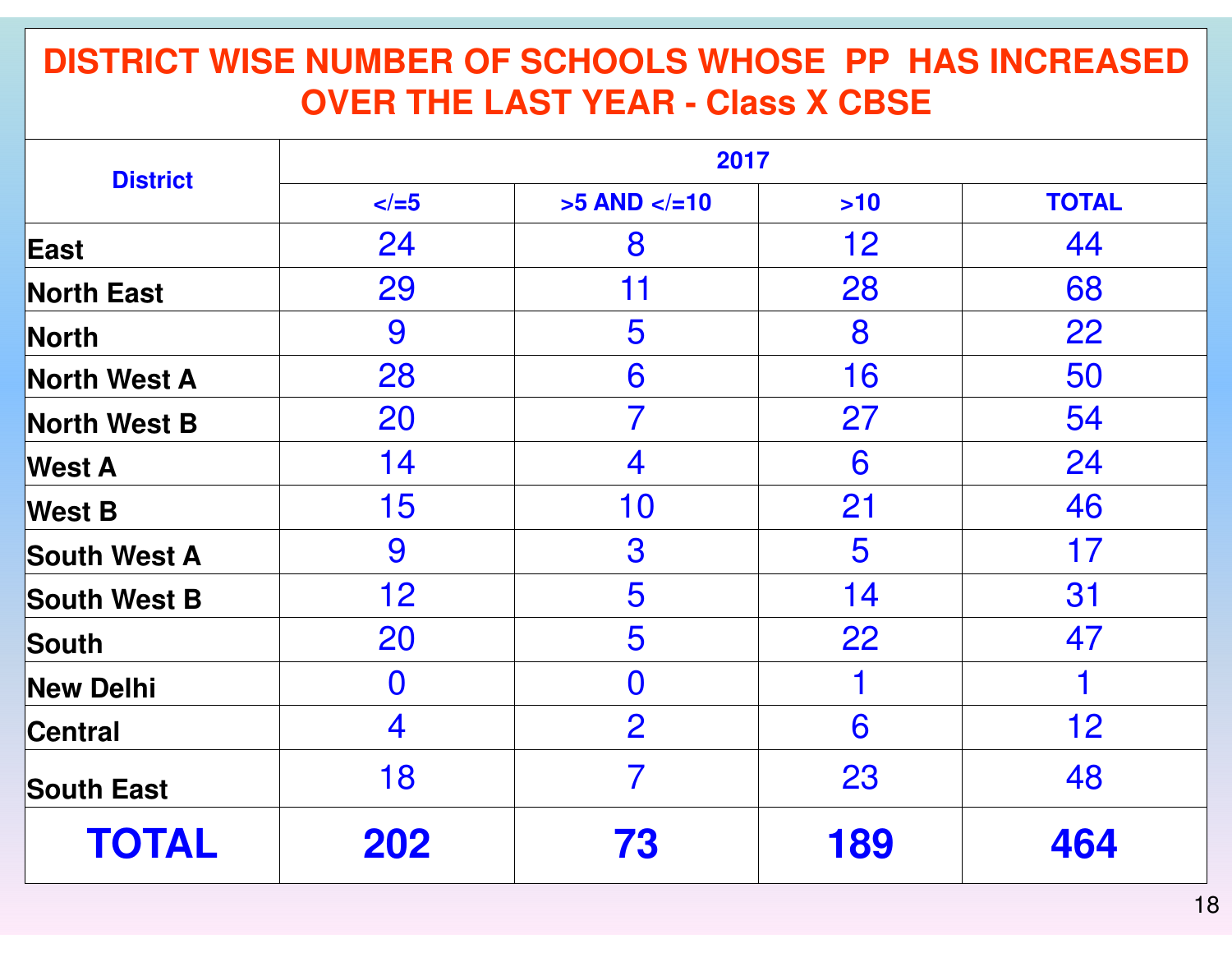# DISTRICT WISE NUMBER OF SCHOOLS WHOSE PP HAS INCREASED OVER THE LAST YEAR - Class X CBSE

| District | 2017 | | | |
|---|---|---|---|---|
| | </=5 | >5 AND </=10 | >10 | TOTAL |
| East | 24 | 8 | 12 | 44 |
| North East | 29 | 11 | 28 | 68 |
| North | 9 | 5 | 8 | 22 |
| North West A | 28 | 6 | 16 | 50 |
| North West B | 20 | 7 | 27 | 54 |
| West A | 14 | 4 | 6 | 24 |
| West B | 15 | 10 | 21 | 46 |
| South West A | 9 | 3 | 5 | 17 |
| South West B | 12 | 5 | 14 | 31 |
| South | 20 | 5 | 22 | 47 |
| New Delhi | 0 | 0 | 1 | 1 |
| Central | 4 | 2 | 6 | 12 |
| South East | 18 | 7 | 23 | 48 |
| **TOTAL** | **202** | **73** | **189** | **464** |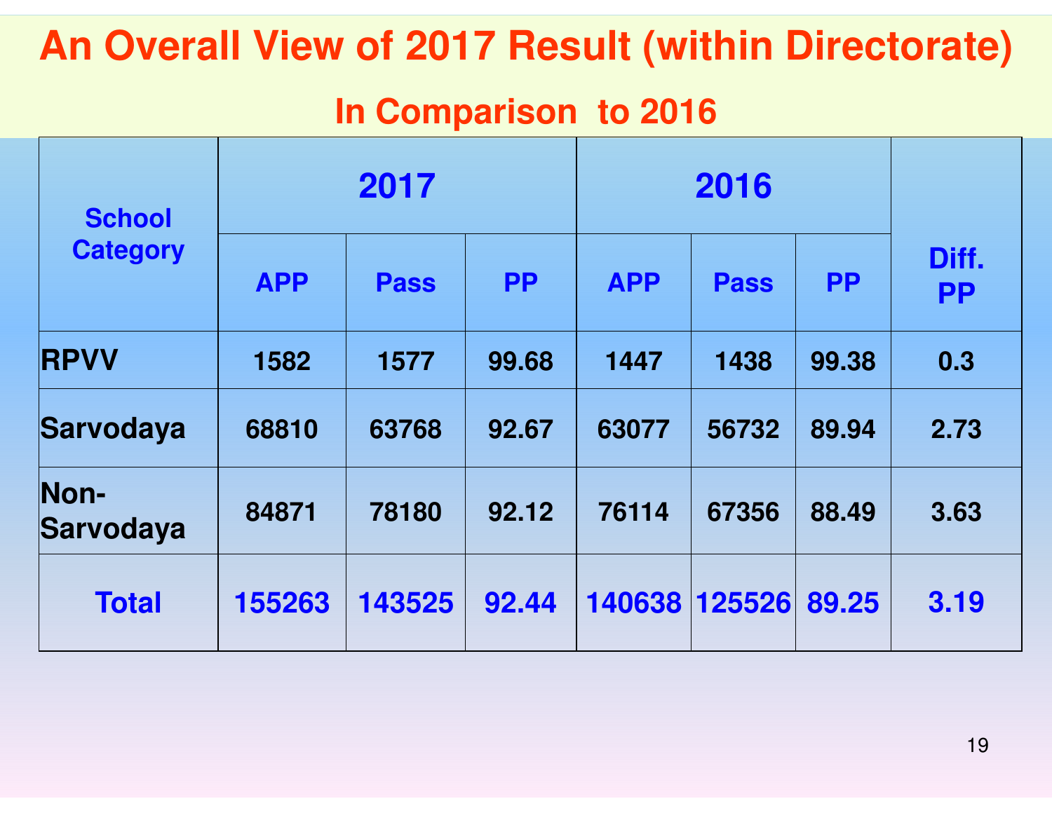# An Overall View of 2017 Result (within Directorate)

## In Comparison to 2016

| School Category | 2017 | | | 2016 | | | Diff. PP |
|---|---|---|---|---|---|---|---|
| | APP | Pass | PP | APP | Pass | PP | |
| **RPVV** | 1582 | 1577 | 99.68 | 1447 | 1438 | 99.38 | 0.3 |
| **Sarvodaya** | 68810 | 63768 | 92.67 | 63077 | 56732 | 89.94 | 2.73 |
| **Non-Sarvodaya** | 84871 | 78180 | 92.12 | 76114 | 67356 | 88.49 | 3.63 |
| **Total** | **155263** | **143525** | **92.44** | **140638** | **125526** | **89.25** | **3.19** |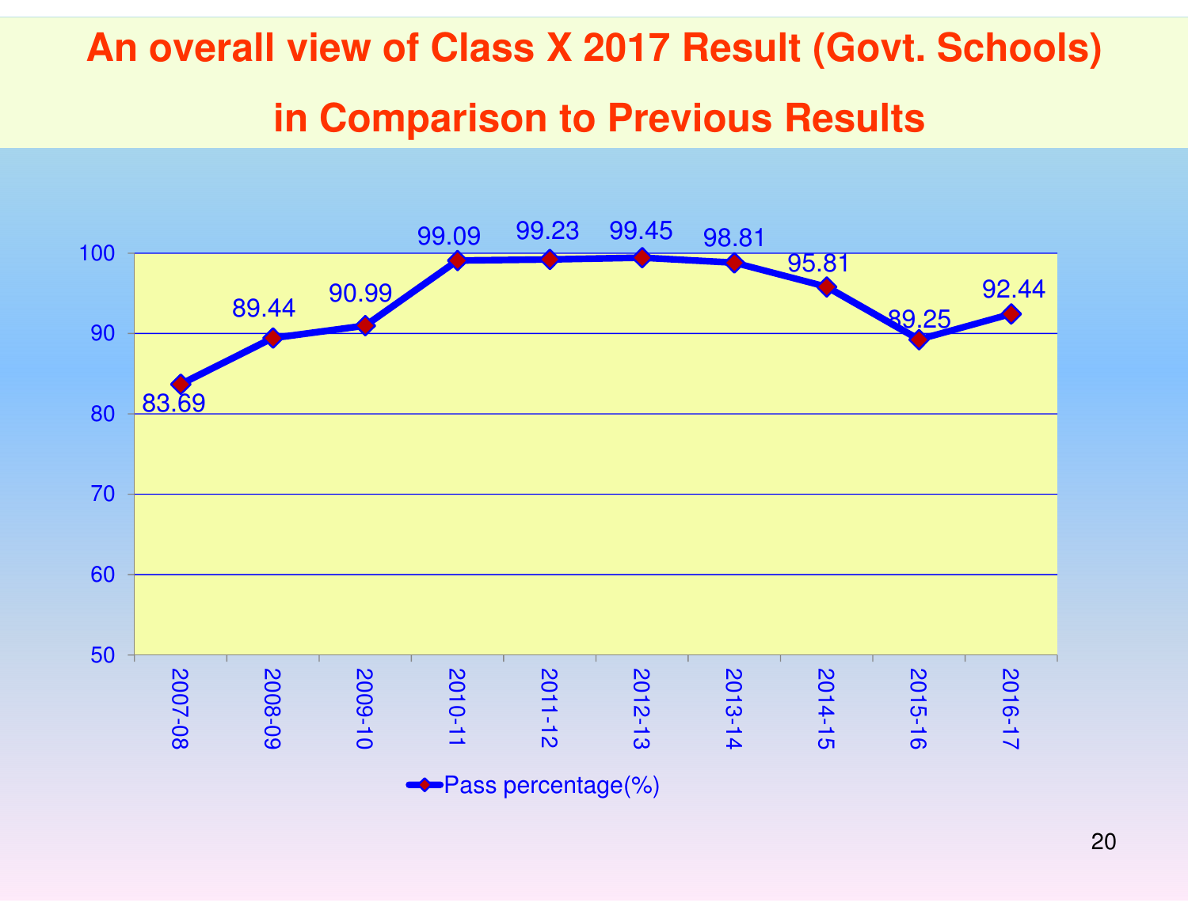# An overall view of Class X 2017 Result (Govt. Schools) in Comparison to Previous Results

| Year | Pass percentage(%) |
|---|---|
| 2007-08 | 83.69 |
| 2008-09 | 89.44 |
| 2009-10 | 90.99 |
| 2010-11 | 99.09 |
| 2011-12 | 99.23 |
| 2012-13 | 99.45 |
| 2013-14 | 98.81 |
| 2014-15 | 95.81 |
| 2015-16 | 89.25 |
| 2016-17 | 92.44 |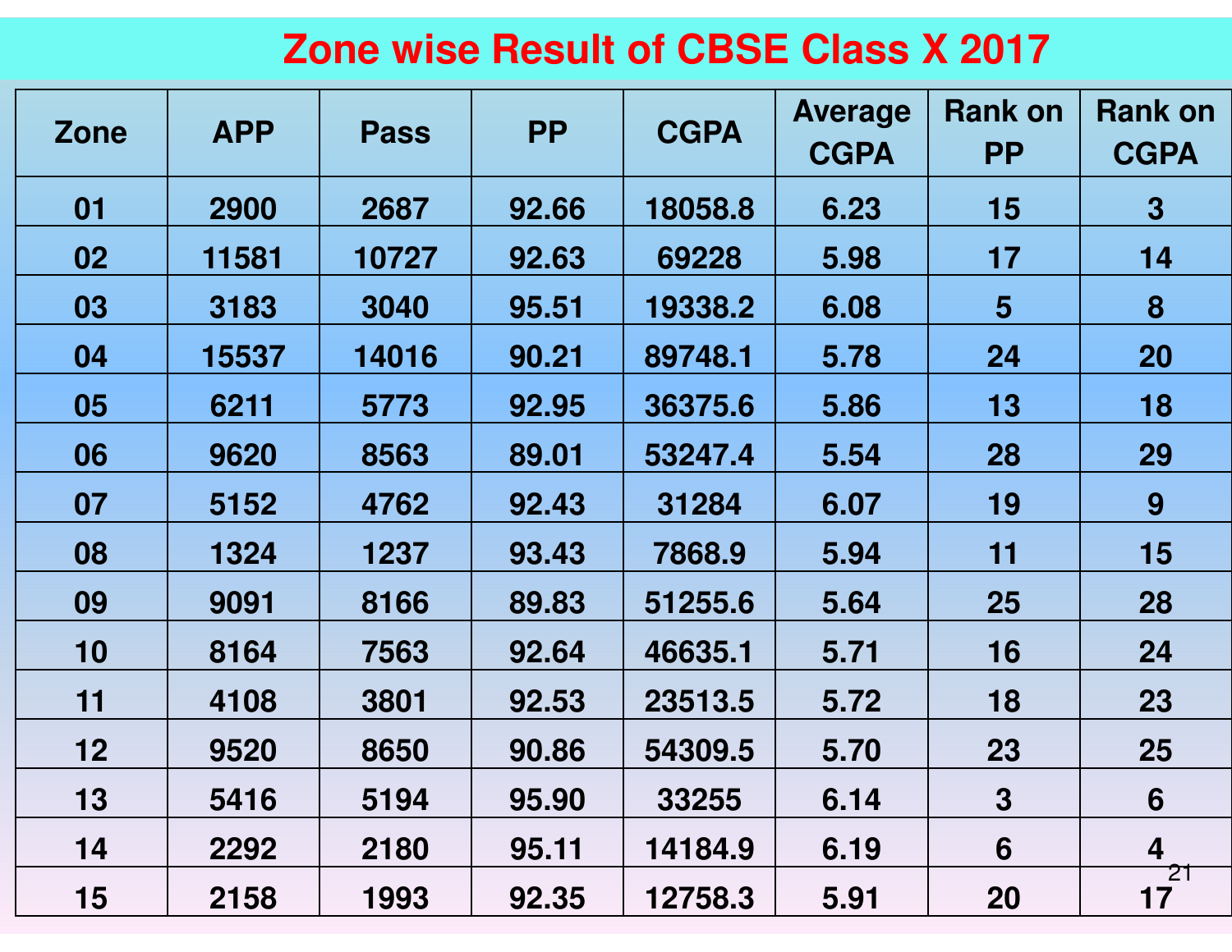# Zone wise Result of CBSE Class X 2017

| Zone | APP | Pass | PP | CGPA | Average CGPA | Rank on PP | Rank on CGPA |
|---|---|---|---|---|---|---|---|
| 01 | 2900 | 2687 | 92.66 | 18058.8 | 6.23 | 15 | 3 |
| 02 | 11581 | 10727 | 92.63 | 69228 | 5.98 | 17 | 14 |
| 03 | 3183 | 3040 | 95.51 | 19338.2 | 6.08 | 5 | 8 |
| 04 | 15537 | 14016 | 90.21 | 89748.1 | 5.78 | 24 | 20 |
| 05 | 6211 | 5773 | 92.95 | 36375.6 | 5.86 | 13 | 18 |
| 06 | 9620 | 8563 | 89.01 | 53247.4 | 5.54 | 28 | 29 |
| 07 | 5152 | 4762 | 92.43 | 31284 | 6.07 | 19 | 9 |
| 08 | 1324 | 1237 | 93.43 | 7868.9 | 5.94 | 11 | 15 |
| 09 | 9091 | 8166 | 89.83 | 51255.6 | 5.64 | 25 | 28 |
| 10 | 8164 | 7563 | 92.64 | 46635.1 | 5.71 | 16 | 24 |
| 11 | 4108 | 3801 | 92.53 | 23513.5 | 5.72 | 18 | 23 |
| 12 | 9520 | 8650 | 90.86 | 54309.5 | 5.70 | 23 | 25 |
| 13 | 5416 | 5194 | 95.90 | 33255 | 6.14 | 3 | 6 |
| 14 | 2292 | 2180 | 95.11 | 14184.9 | 6.19 | 6 | 4 |
| 15 | 2158 | 1993 | 92.35 | 12758.3 | 5.91 | 20 | 17 |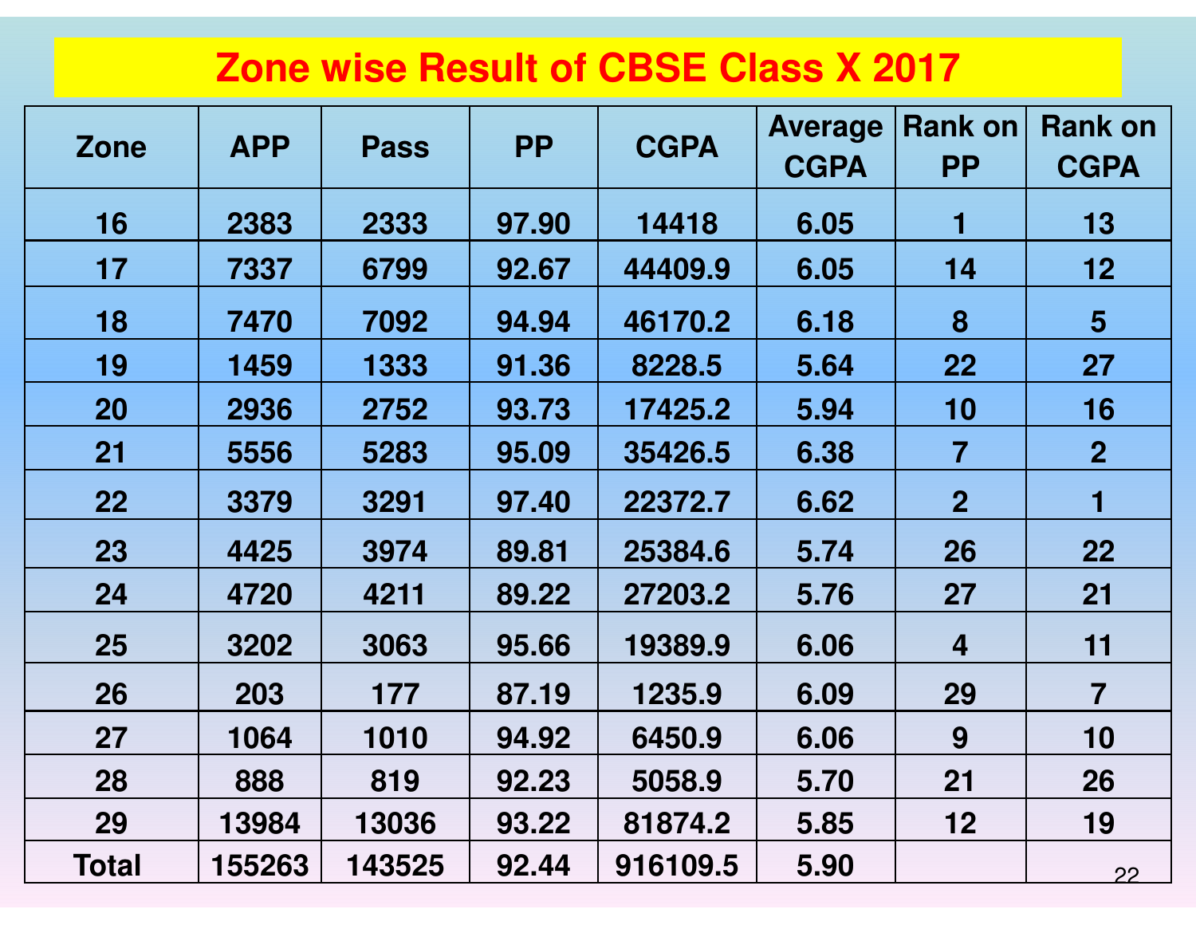# Zone wise Result of CBSE Class X 2017

| Zone | APP | Pass | PP | CGPA | Average CGPA | Rank on PP | Rank on CGPA |
|---|---|---|---|---|---|---|---|
| 16 | 2383 | 2333 | 97.90 | 14418 | 6.05 | 1 | 13 |
| 17 | 7337 | 6799 | 92.67 | 44409.9 | 6.05 | 14 | 12 |
| 18 | 7470 | 7092 | 94.94 | 46170.2 | 6.18 | 8 | 5 |
| 19 | 1459 | 1333 | 91.36 | 8228.5 | 5.64 | 22 | 27 |
| 20 | 2936 | 2752 | 93.73 | 17425.2 | 5.94 | 10 | 16 |
| 21 | 5556 | 5283 | 95.09 | 35426.5 | 6.38 | 7 | 2 |
| 22 | 3379 | 3291 | 97.40 | 22372.7 | 6.62 | 2 | 1 |
| 23 | 4425 | 3974 | 89.81 | 25384.6 | 5.74 | 26 | 22 |
| 24 | 4720 | 4211 | 89.22 | 27203.2 | 5.76 | 27 | 21 |
| 25 | 3202 | 3063 | 95.66 | 19389.9 | 6.06 | 4 | 11 |
| 26 | 203 | 177 | 87.19 | 1235.9 | 6.09 | 29 | 7 |
| 27 | 1064 | 1010 | 94.92 | 6450.9 | 6.06 | 9 | 10 |
| 28 | 888 | 819 | 92.23 | 5058.9 | 5.70 | 21 | 26 |
| 29 | 13984 | 13036 | 93.22 | 81874.2 | 5.85 | 12 | 19 |
| Total | 155263 | 143525 | 92.44 | 916109.5 | 5.90 | | |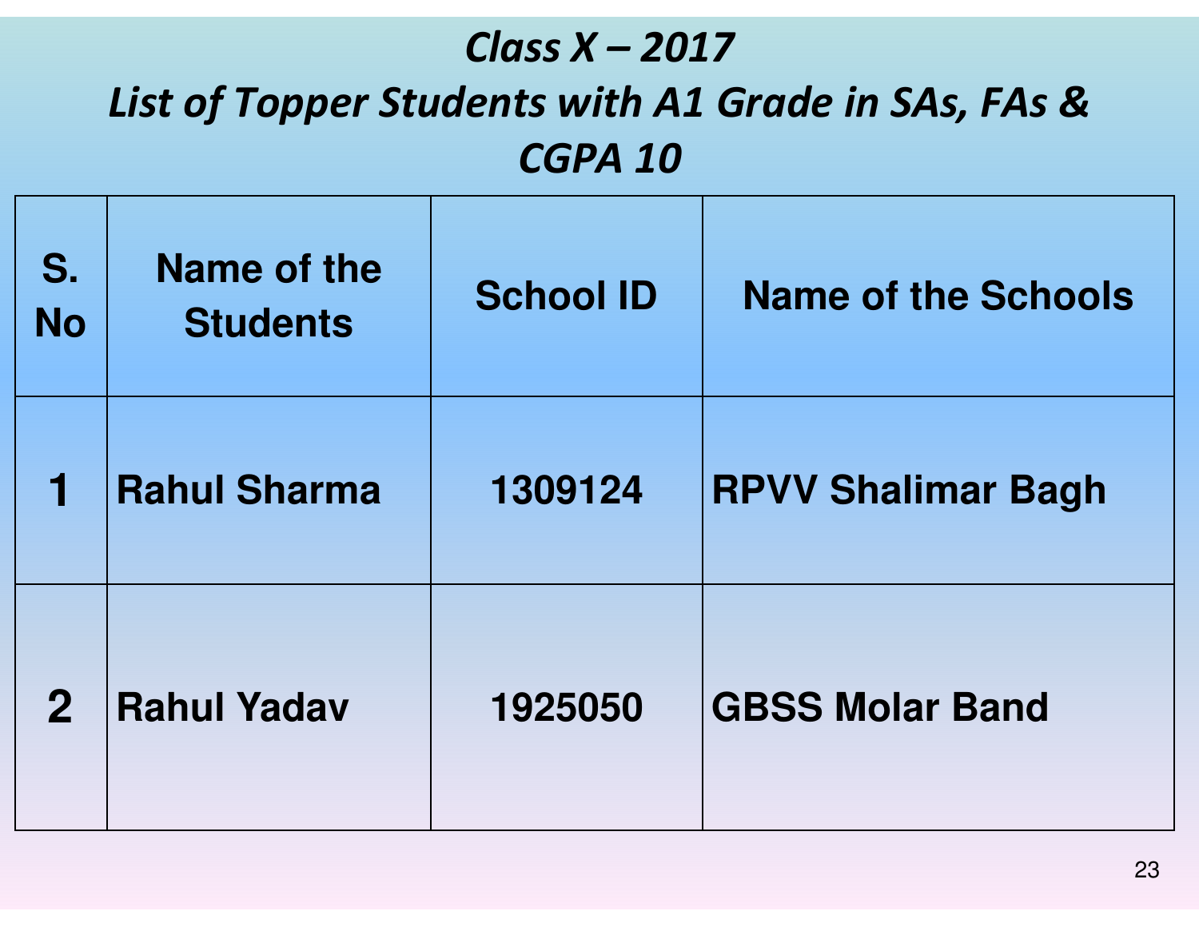# *Class X – 2017*

## *List of Topper Students with A1 Grade in SAs, FAs & CGPA 10*

| S. No | Name of the Students | School ID | Name of the Schools |
|---|---|---|---|
| 1 | Rahul Sharma | 1309124 | RPVV Shalimar Bagh |
| 2 | Rahul Yadav | 1925050 | GBSS Molar Band |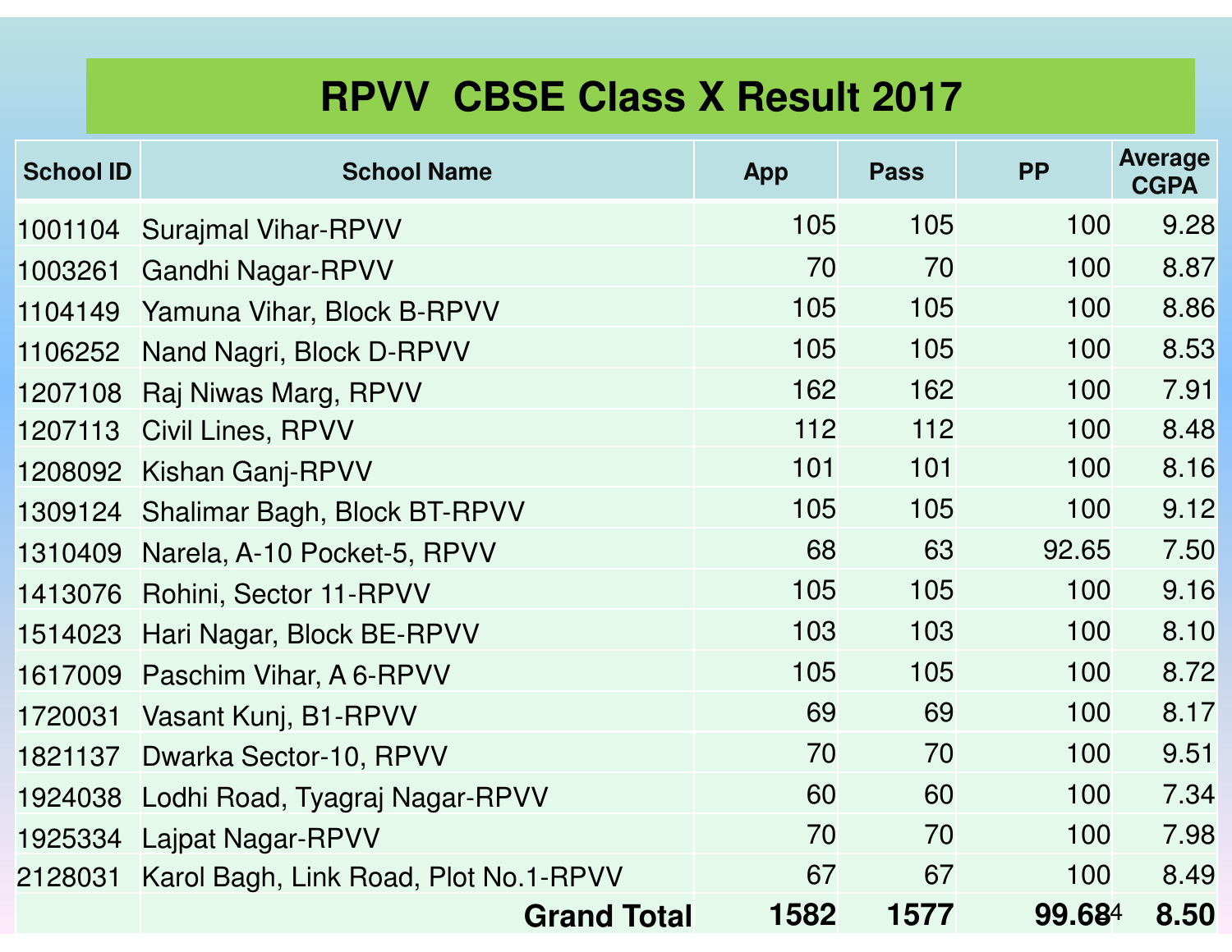# RPVV CBSE Class X Result 2017

| School ID | School Name | App | Pass | PP | Average CGPA |
|---|---|---|---|---|---|
| 1001104 | Surajmal Vihar-RPVV | 105 | 105 | 100 | 9.28 |
| 1003261 | Gandhi Nagar-RPVV | 70 | 70 | 100 | 8.87 |
| 1104149 | Yamuna Vihar, Block B-RPVV | 105 | 105 | 100 | 8.86 |
| 1106252 | Nand Nagri, Block D-RPVV | 105 | 105 | 100 | 8.53 |
| 1207108 | Raj Niwas Marg, RPVV | 162 | 162 | 100 | 7.91 |
| 1207113 | Civil Lines, RPVV | 112 | 112 | 100 | 8.48 |
| 1208092 | Kishan Ganj-RPVV | 101 | 101 | 100 | 8.16 |
| 1309124 | Shalimar Bagh, Block BT-RPVV | 105 | 105 | 100 | 9.12 |
| 1310409 | Narela, A-10 Pocket-5, RPVV | 68 | 63 | 92.65 | 7.50 |
| 1413076 | Rohini, Sector 11-RPVV | 105 | 105 | 100 | 9.16 |
| 1514023 | Hari Nagar, Block BE-RPVV | 103 | 103 | 100 | 8.10 |
| 1617009 | Paschim Vihar, A 6-RPVV | 105 | 105 | 100 | 8.72 |
| 1720031 | Vasant Kunj, B1-RPVV | 69 | 69 | 100 | 8.17 |
| 1821137 | Dwarka Sector-10, RPVV | 70 | 70 | 100 | 9.51 |
| 1924038 | Lodhi Road, Tyagraj Nagar-RPVV | 60 | 60 | 100 | 7.34 |
| 1925334 | Lajpat Nagar-RPVV | 70 | 70 | 100 | 7.98 |
| 2128031 | Karol Bagh, Link Road, Plot No.1-RPVV | 67 | 67 | 100 | 8.49 |
| | **Grand Total** | **1582** | **1577** | **99.68** | **8.50** |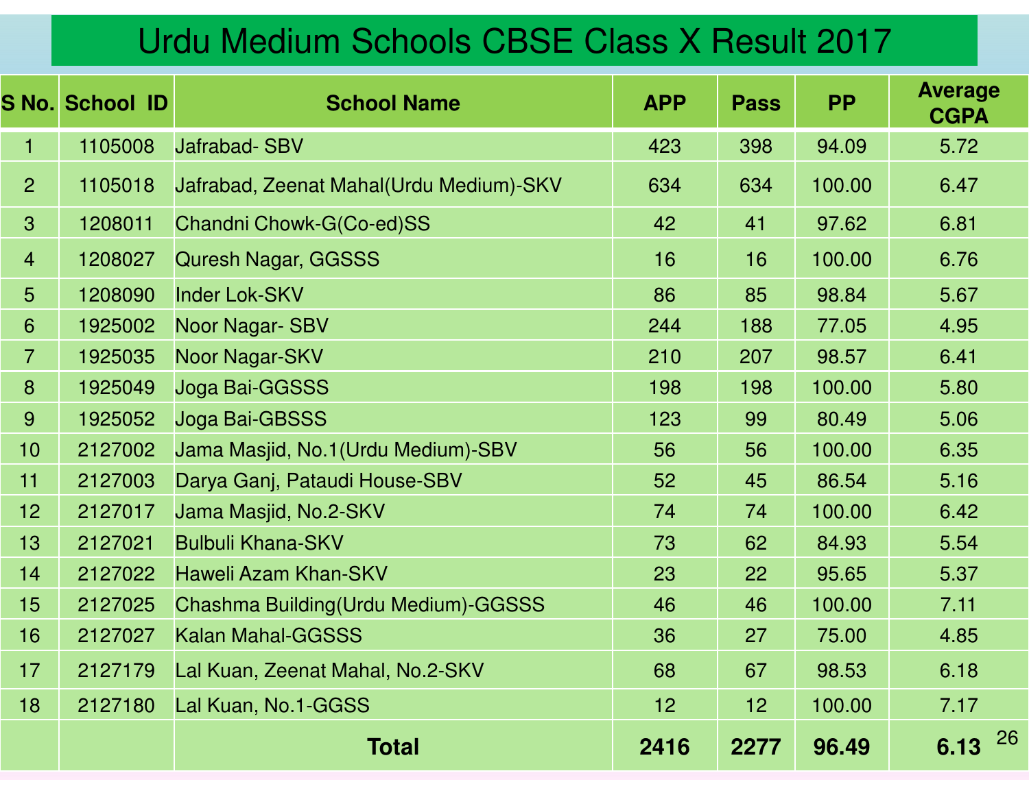# Urdu Medium Schools CBSE Class X Result 2017

| S No. | School ID | School Name | APP | Pass | PP | Average CGPA |
|---|---|---|---|---|---|---|
| 1 | 1105008 | Jafrabad- SBV | 423 | 398 | 94.09 | 5.72 |
| 2 | 1105018 | Jafrabad, Zeenat Mahal(Urdu Medium)-SKV | 634 | 634 | 100.00 | 6.47 |
| 3 | 1208011 | Chandni Chowk-G(Co-ed)SS | 42 | 41 | 97.62 | 6.81 |
| 4 | 1208027 | Quresh Nagar, GGSSS | 16 | 16 | 100.00 | 6.76 |
| 5 | 1208090 | Inder Lok-SKV | 86 | 85 | 98.84 | 5.67 |
| 6 | 1925002 | Noor Nagar- SBV | 244 | 188 | 77.05 | 4.95 |
| 7 | 1925035 | Noor Nagar-SKV | 210 | 207 | 98.57 | 6.41 |
| 8 | 1925049 | Joga Bai-GGSSS | 198 | 198 | 100.00 | 5.80 |
| 9 | 1925052 | Joga Bai-GBSSS | 123 | 99 | 80.49 | 5.06 |
| 10 | 2127002 | Jama Masjid, No.1(Urdu Medium)-SBV | 56 | 56 | 100.00 | 6.35 |
| 11 | 2127003 | Darya Ganj, Pataudi House-SBV | 52 | 45 | 86.54 | 5.16 |
| 12 | 2127017 | Jama Masjid, No.2-SKV | 74 | 74 | 100.00 | 6.42 |
| 13 | 2127021 | Bulbuli Khana-SKV | 73 | 62 | 84.93 | 5.54 |
| 14 | 2127022 | Haweli Azam Khan-SKV | 23 | 22 | 95.65 | 5.37 |
| 15 | 2127025 | Chashma Building(Urdu Medium)-GGSSS | 46 | 46 | 100.00 | 7.11 |
| 16 | 2127027 | Kalan Mahal-GGSSS | 36 | 27 | 75.00 | 4.85 |
| 17 | 2127179 | Lal Kuan, Zeenat Mahal, No.2-SKV | 68 | 67 | 98.53 | 6.18 |
| 18 | 2127180 | Lal Kuan, No.1-GGSS | 12 | 12 | 100.00 | 7.17 |
| | | **Total** | **2416** | **2277** | **96.49** | **6.13** |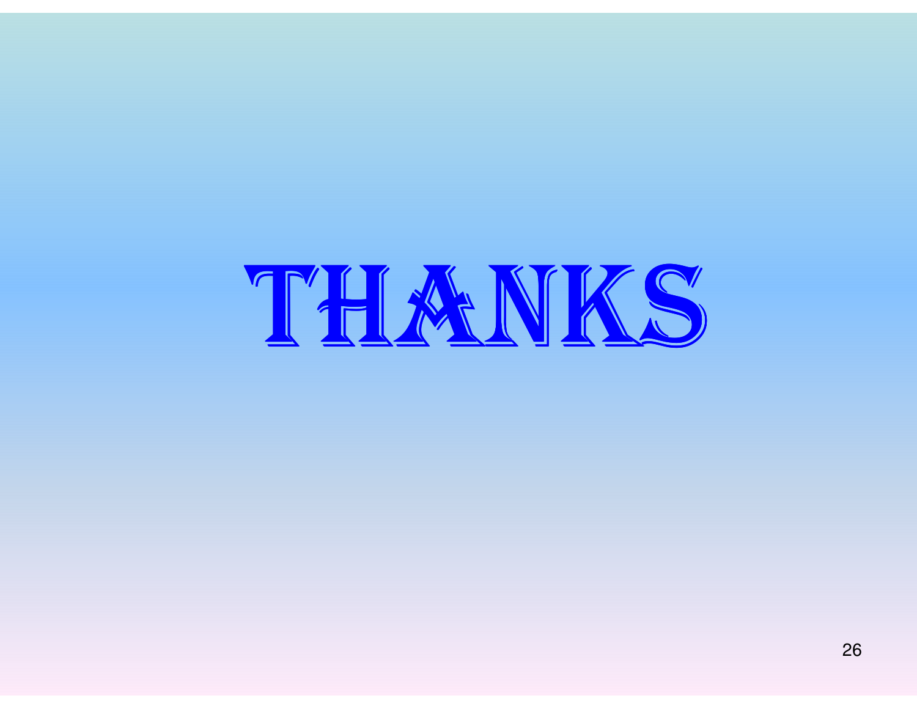# THANKS